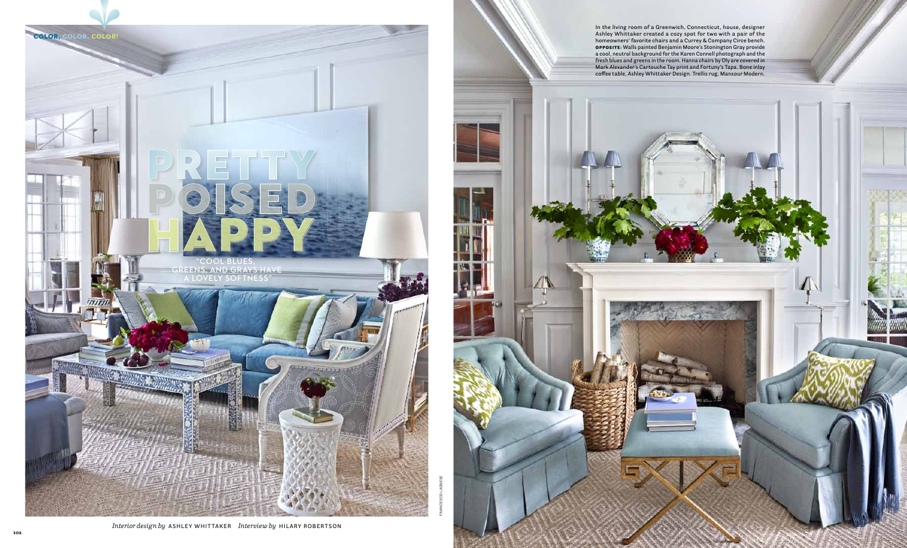COLOR, COLOR, COLOR!

# PRETTY POISED HAPPY

"COOL BLUES, GREENS, AND GRAYS HAVE A LOVELY SOFTNESS"

*Interior design by* ASHLEY WHITTAKER *Interview by* HILARY ROBERTSON

FRANCESCO LAGNESE

In the living room of a Greenwich, Connecticut, house, designer Ashley Whittaker created a cozy spot for two with a pair of the homeowners' favorite chairs and a Currey & Company Circe bench. **OPPOSITE:** Walls painted Benjamin Moore's Stonington Gray provide a cool, neutral background for the Karen Connell photograph and the fresh blues and greens in the room. Hanna chairs by Oly are covered in Mark Alexander's Cartouche Tay print and Fortuny's Tapa. Bone inlay coffee table, Ashley Whittaker Design. Trellis rug, Mansour Modern.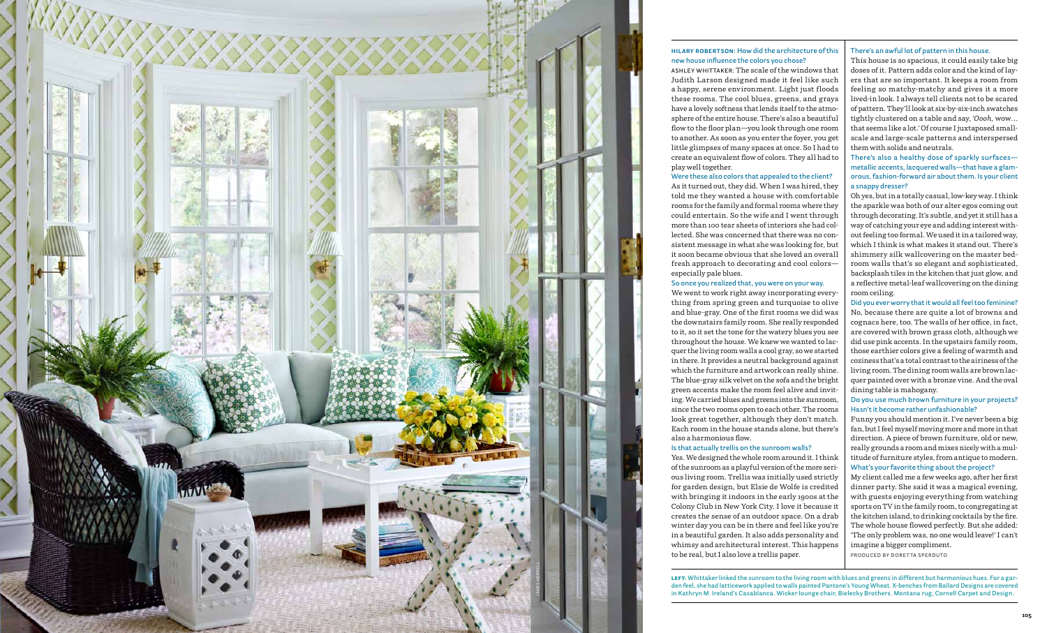**HILARY ROBERTSON: How did the architecture of this new house influence the colors you chose?**

ASHLEY WHITTAKER: The scale of the windows that Judith Larson designed made it feel like such a happy, serene environment. Light just floods these rooms. The cool blues, greens, and grays have a lovely softness that lends itself to the atmosphere of the entire house. There's also a beautiful flow to the floor plan—you look through one room to another. As soon as you enter the foyer, you get little glimpses of many spaces at once. So I had to create an equivalent flow of colors. They all had to play well together.

**Were these also colors that appealed to the client?**

As it turned out, they did. When I was hired, they told me they wanted a house with comfortable rooms for the family and formal rooms where they could entertain. So the wife and I went through more than 100 tear sheets of interiors she had collected. She was concerned that there was no consistent message in what she was looking for, but it soon became obvious that she loved an overall fresh approach to decorating and cool colors—especially pale blues.

**So once you realized that, you were on your way.**

We went to work right away incorporating everything from spring green and turquoise to olive and blue-gray. One of the first rooms we did was the downstairs family room. She really responded to it, so it set the tone for the watery blues you see throughout the house. We knew we wanted to lacquer the living room walls a cool gray, so we started in there. It provides a neutral background against which the furniture and artwork can really shine. The blue-gray silk velvet on the sofa and the bright green accents make the room feel alive and inviting. We carried blues and greens into the sunroom, since the two rooms open to each other. The rooms look great together, although they don't match. Each room in the house stands alone, but there's also a harmonious flow.

**Is that actually trellis on the sunroom walls?**

Yes. We designed the whole room around it. I think of the sunroom as a playful version of the more serious living room. Trellis was initially used strictly for garden design, but Elsie de Wolfe is credited with bringing it indoors in the early 1900s at the Colony Club in New York City. I love it because it creates the sense of an outdoor space. On a drab winter day you can be in there and feel like you're in a beautiful garden. It also adds personality and whimsy and architectural interest. This happens to be real, but I also love a trellis paper.

**There's an awful lot of pattern in this house.**

This house is so spacious, it could easily take big doses of it. Pattern adds color and the kind of layers that are so important. It keeps a room from feeling so matchy-matchy and gives it a more lived-in look. I always tell clients not to be scared of pattern. They'll look at six-by-six-inch swatches tightly clustered on a table and say, '*Oooh*, wow… that seems like a lot.' Of course I juxtaposed small-scale and large-scale patterns and interspersed them with solids and neutrals.

**There's also a healthy dose of sparkly surfaces—metallic accents, lacquered walls—that have a glamorous, fashion-forward air about them. Is your client a snappy dresser?**

Oh yes, but in a totally casual, low-key way. I think the sparkle was both of our alter egos coming out through decorating. It's subtle, and yet it still has a way of catching your eye and adding interest without feeling too formal. We used it in a tailored way, which I think is what makes it stand out. There's shimmery silk wallcovering on the master bedroom walls that's so elegant and sophisticated, backsplash tiles in the kitchen that just glow, and a reflective metal-leaf wallcovering on the dining room ceiling.

**Did you ever worry that it would all feel too feminine?**

No, because there are quite a lot of browns and cognacs here, too. The walls of her office, in fact, are covered with brown grass cloth, although we did use pink accents. In the upstairs family room, those earthier colors give a feeling of warmth and coziness that's a total contrast to the airiness of the living room. The dining room walls are brown lacquer painted over with a bronze vine. And the oval dining table is mahogany.

**Do you use much brown furniture in your projects? Hasn't it become rather unfashionable?**

Funny you should mention it. I've never been a big fan, but I feel myself moving more and more in that direction. A piece of brown furniture, old or new, really grounds a room and mixes nicely with a multitude of furniture styles, from antique to modern.

**What's your favorite thing about the project?**

My client called me a few weeks ago, after her first dinner party. She said it was a magical evening, with guests enjoying everything from watching sports on TV in the family room, to congregating at the kitchen island, to drinking cocktails by the fire. The whole house flowed perfectly. But she added: 'The only problem was, no one would leave!' I can't imagine a bigger compliment.

PRODUCED BY DORETTA SPERDUTO

**LEFT:** Whittaker linked the sunroom to the living room with blues and greens in different but harmonious hues. For a garden feel, she had latticework applied to walls painted Pantone's Young Wheat. X-benches from Ballard Designs are covered in Kathryn M. Ireland's Casablanca. Wicker lounge chair, Bielecky Brothers. Montana rug, Cornell Carpet and Design.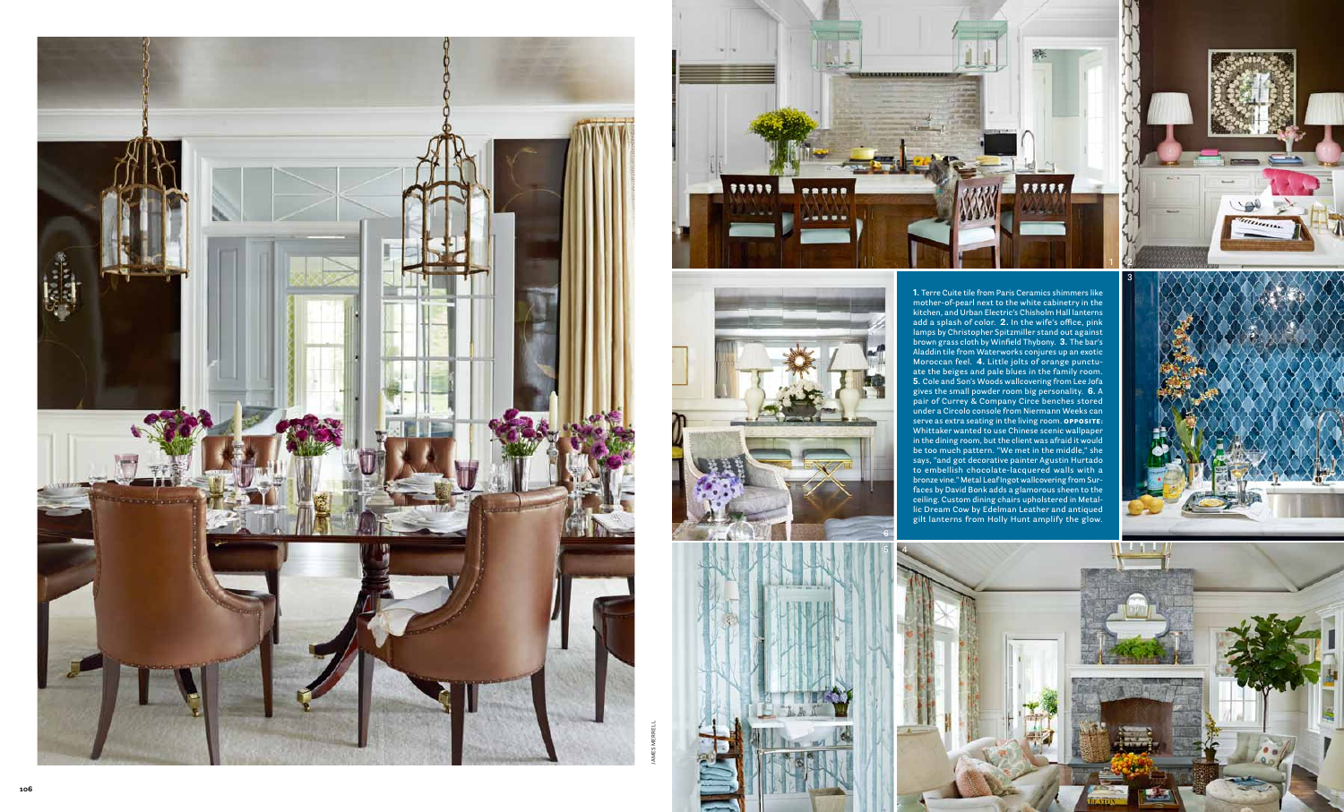**1.** Terre Cuite tile from Paris Ceramics shimmers like mother-of-pearl next to the white cabinetry in the kitchen, and Urban Electric's Chisholm Hall lanterns add a splash of color. **2.** In the wife's office, pink lamps by Christopher Spitzmiller stand out against brown grass cloth by Winfield Thybony. **3.** The bar's Aladdin tile from Waterworks conjures up an exotic Moroccan feel. **4.** Little jolts of orange punctuate the beiges and pale blues in the family room. **5.** Cole and Son's Woods wallcovering from Lee Jofa gives the small powder room big personality. **6.** A pair of Currey & Company Circe benches stored under a Circolo console from Niermann Weeks can serve as extra seating in the living room. **OPPOSITE:** Whittaker wanted to use Chinese scenic wallpaper in the dining room, but the client was afraid it would be too much pattern. "We met in the middle," she says, "and got decorative painter Agustin Hurtado to embellish chocolate-lacquered walls with a bronze vine." Metal Leaf Ingot wallcovering from Surfaces by David Bonk adds a glamorous sheen to the ceiling. Custom dining chairs upholstered in Metallic Dream Cow by Edelman Leather and antiqued gilt lanterns from Holly Hunt amplify the glow.

JAMES MERRELL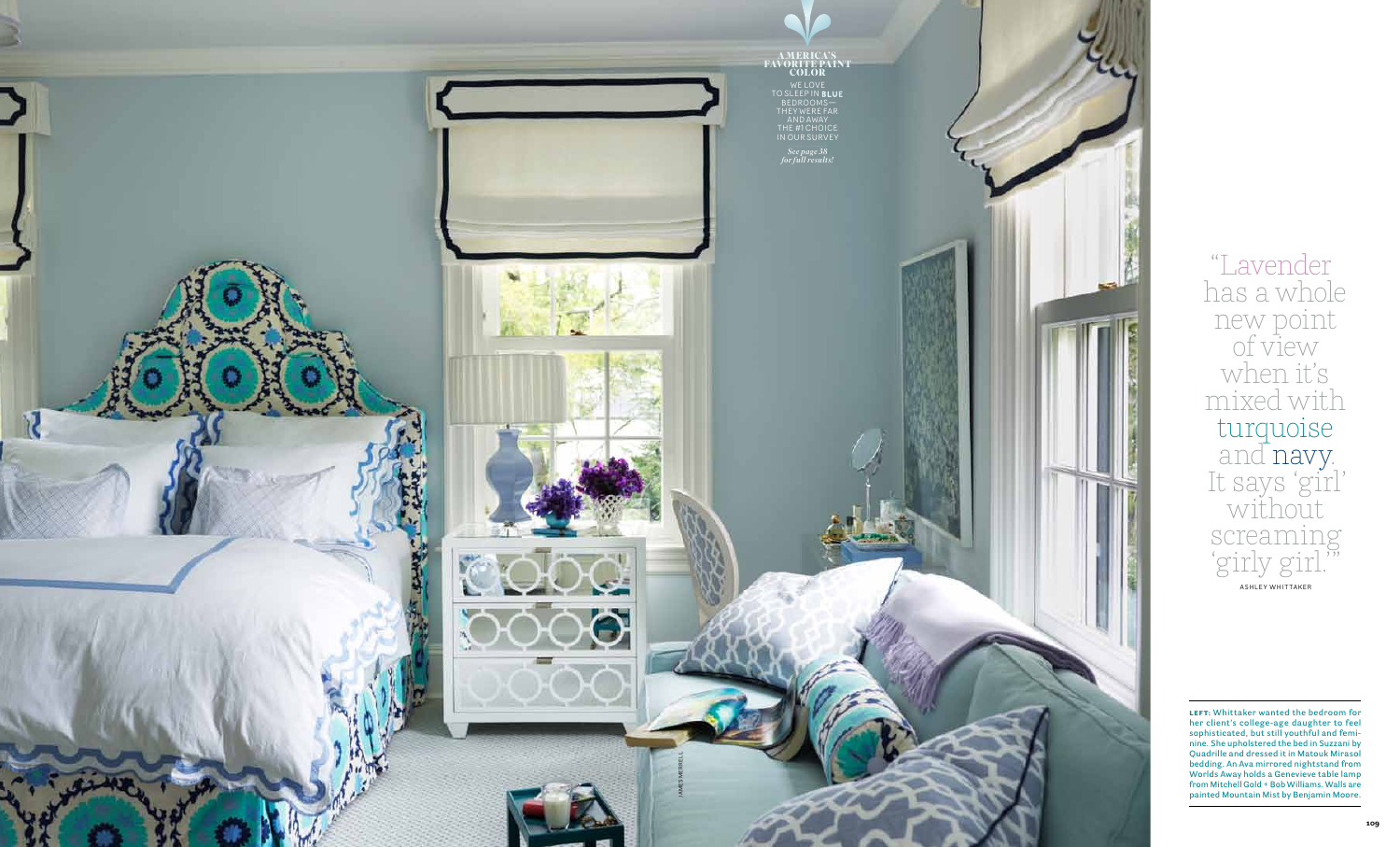**AMERICA'S FAVORITE PAINT COLOR**

WE LOVE TO SLEEP IN **BLUE** BEDROOMS— THEY WERE FAR AND AWAY THE #1 CHOICE IN OUR SURVEY

*See page 38 for full results!*

"Lavender has a whole new point of view when it's mixed with turquoise and navy. It says 'girl' without screaming 'girly girl.'"

ASHLEY WHITTAKER

**LEFT:** Whittaker wanted the bedroom for her client's college-age daughter to feel sophisticated, but still youthful and feminine. She upholstered the bed in Suzzani by Quadrille and dressed it in Matouk Mirasol bedding. An Ava mirrored nightstand from Worlds Away holds a Genevieve table lamp from Mitchell Gold + Bob Williams. Walls are painted Mountain Mist by Benjamin Moore.

JAMES MERRELL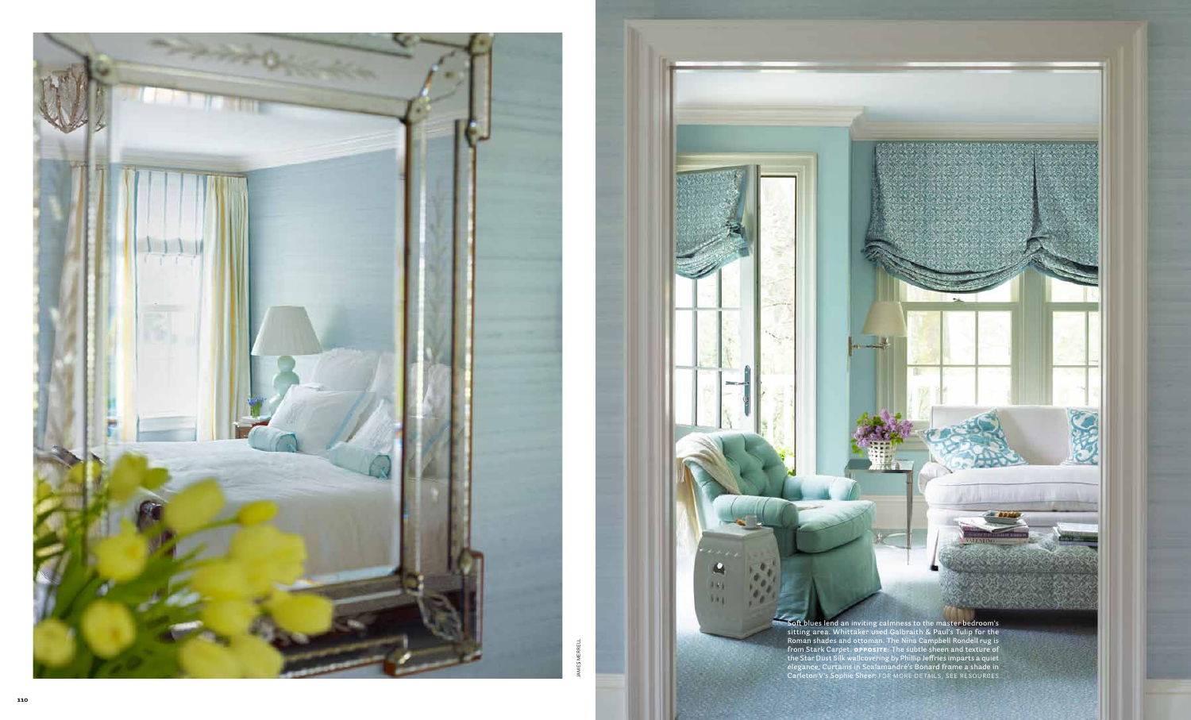Soft blues lend an inviting calmness to the master bedroom's sitting area. Whittaker used Galbraith & Paul's Tulip for the Roman shades and ottoman. The Nina Campbell Rondell rug is from Stark Carpet. **OPPOSITE:** The subtle sheen and texture of the Star Dust Silk wallcovering by Phillip Jeffries imparts a quiet elegance. Curtains in Scalamandré's Bonard frame a shade in Carleton V's Sophie Sheer. FOR MORE DETAILS, SEE RESOURCES

JAMES MERRELL